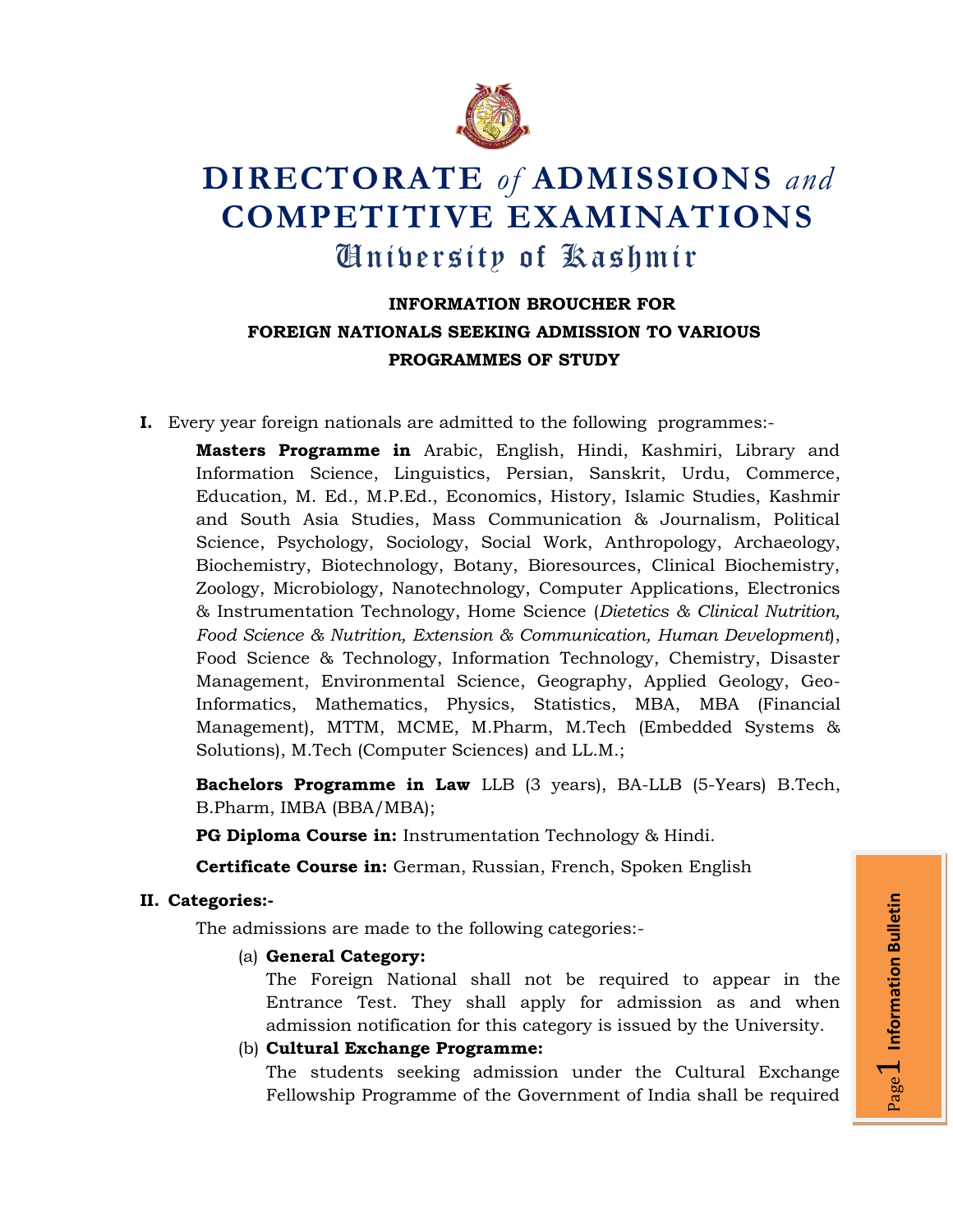# DIRECTORATE *of* ADMISSIONS *and* COMPETITIVE EXAMINATIONS

## University of Kashmir

### INFORMATION BROUCHER FOR FOREIGN NATIONALS SEEKING ADMISSION TO VARIOUS PROGRAMMES OF STUDY

**I.** Every year foreign nationals are admitted to the following programmes:-

**Masters Programme in** Arabic, English, Hindi, Kashmiri, Library and Information Science, Linguistics, Persian, Sanskrit, Urdu, Commerce, Education, M. Ed., M.P.Ed., Economics, History, Islamic Studies, Kashmir and South Asia Studies, Mass Communication & Journalism, Political Science, Psychology, Sociology, Social Work, Anthropology, Archaeology, Biochemistry, Biotechnology, Botany, Bioresources, Clinical Biochemistry, Zoology, Microbiology, Nanotechnology, Computer Applications, Electronics & Instrumentation Technology, Home Science (*Dietetics & Clinical Nutrition, Food Science & Nutrition, Extension & Communication, Human Development*), Food Science & Technology, Information Technology, Chemistry, Disaster Management, Environmental Science, Geography, Applied Geology, Geo-Informatics, Mathematics, Physics, Statistics, MBA, MBA (Financial Management), MTTM, MCME, M.Pharm, M.Tech (Embedded Systems & Solutions), M.Tech (Computer Sciences) and LL.M.;

**Bachelors Programme in Law** LLB (3 years), BA-LLB (5-Years) B.Tech, B.Pharm, IMBA (BBA/MBA);

**PG Diploma Course in:** Instrumentation Technology & Hindi.

**Certificate Course in:** German, Russian, French, Spoken English

**II. Categories:-**

The admissions are made to the following categories:-

(a) **General Category:**
The Foreign National shall not be required to appear in the Entrance Test. They shall apply for admission as and when admission notification for this category is issued by the University.

(b) **Cultural Exchange Programme:**
The students seeking admission under the Cultural Exchange Fellowship Programme of the Government of India shall be required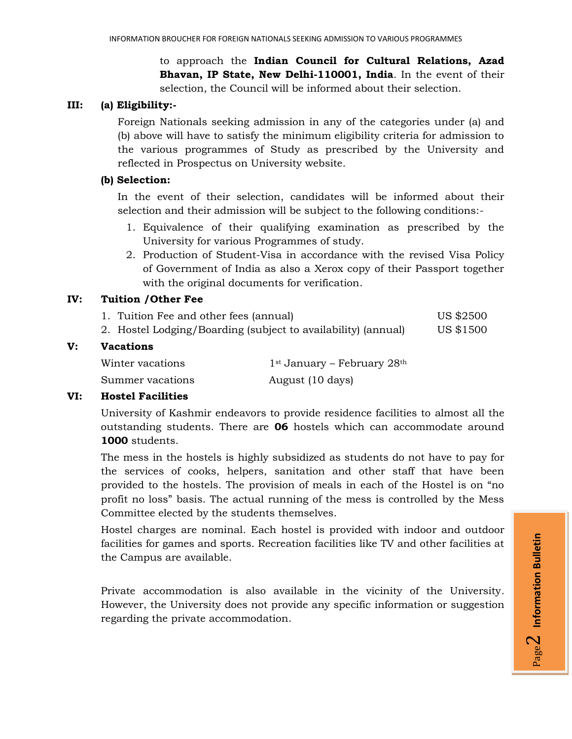to approach the **Indian Council for Cultural Relations, Azad Bhavan, IP State, New Delhi-110001, India**. In the event of their selection, the Council will be informed about their selection.

**III: (a) Eligibility:-**

Foreign Nationals seeking admission in any of the categories under (a) and (b) above will have to satisfy the minimum eligibility criteria for admission to the various programmes of Study as prescribed by the University and reflected in Prospectus on University website.

**(b) Selection:**

In the event of their selection, candidates will be informed about their selection and their admission will be subject to the following conditions:-

1. Equivalence of their qualifying examination as prescribed by the University for various Programmes of study.
2. Production of Student-Visa in accordance with the revised Visa Policy of Government of India as also a Xerox copy of their Passport together with the original documents for verification.

**IV: Tuition /Other Fee**

| | |
|---|---|
| 1. Tuition Fee and other fees (annual) | US $2500 |
| 2. Hostel Lodging/Boarding (subject to availability) (annual) | US $1500 |

**V: Vacations**

| | |
|---|---|
| Winter vacations | 1st January – February 28th |
| Summer vacations | August (10 days) |

**VI: Hostel Facilities**

University of Kashmir endeavors to provide residence facilities to almost all the outstanding students. There are **06** hostels which can accommodate around **1000** students.

The mess in the hostels is highly subsidized as students do not have to pay for the services of cooks, helpers, sanitation and other staff that have been provided to the hostels. The provision of meals in each of the Hostel is on "no profit no loss" basis. The actual running of the mess is controlled by the Mess Committee elected by the students themselves.

Hostel charges are nominal. Each hostel is provided with indoor and outdoor facilities for games and sports. Recreation facilities like TV and other facilities at the Campus are available.

Private accommodation is also available in the vicinity of the University. However, the University does not provide any specific information or suggestion regarding the private accommodation.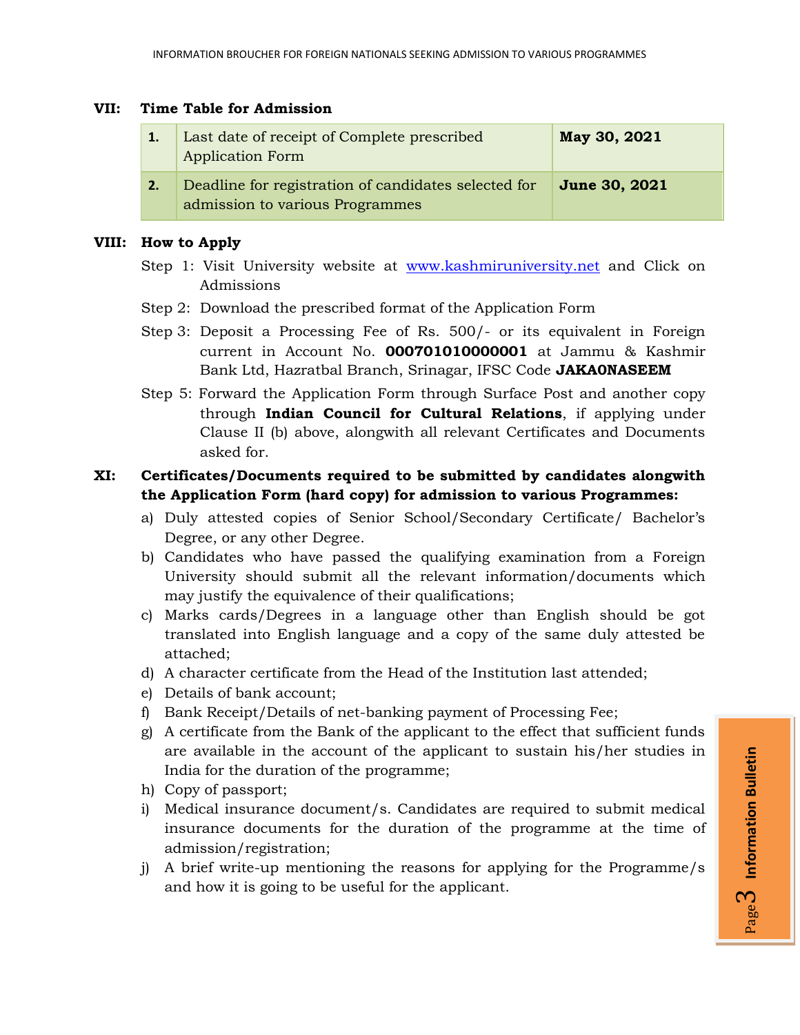## VII: Time Table for Admission

| | | |
|---|---|---|
| 1. | Last date of receipt of Complete prescribed Application Form | **May 30, 2021** |
| 2. | Deadline for registration of candidates selected for admission to various Programmes | **June 30, 2021** |

## VIII: How to Apply

Step 1: Visit University website at www.kashmiruniversity.net and Click on Admissions

Step 2: Download the prescribed format of the Application Form

Step 3: Deposit a Processing Fee of Rs. 500/- or its equivalent in Foreign current in Account No. **000701010000001** at Jammu & Kashmir Bank Ltd, Hazratbal Branch, Srinagar, IFSC Code **JAKA0NASEEM**

Step 5: Forward the Application Form through Surface Post and another copy through **Indian Council for Cultural Relations**, if applying under Clause II (b) above, alongwith all relevant Certificates and Documents asked for.

## XI: Certificates/Documents required to be submitted by candidates alongwith the Application Form (hard copy) for admission to various Programmes:

a) Duly attested copies of Senior School/Secondary Certificate/ Bachelor's Degree, or any other Degree.

b) Candidates who have passed the qualifying examination from a Foreign University should submit all the relevant information/documents which may justify the equivalence of their qualifications;

c) Marks cards/Degrees in a language other than English should be got translated into English language and a copy of the same duly attested be attached;

d) A character certificate from the Head of the Institution last attended;

e) Details of bank account;

f) Bank Receipt/Details of net-banking payment of Processing Fee;

g) A certificate from the Bank of the applicant to the effect that sufficient funds are available in the account of the applicant to sustain his/her studies in India for the duration of the programme;

h) Copy of passport;

i) Medical insurance document/s. Candidates are required to submit medical insurance documents for the duration of the programme at the time of admission/registration;

j) A brief write-up mentioning the reasons for applying for the Programme/s and how it is going to be useful for the applicant.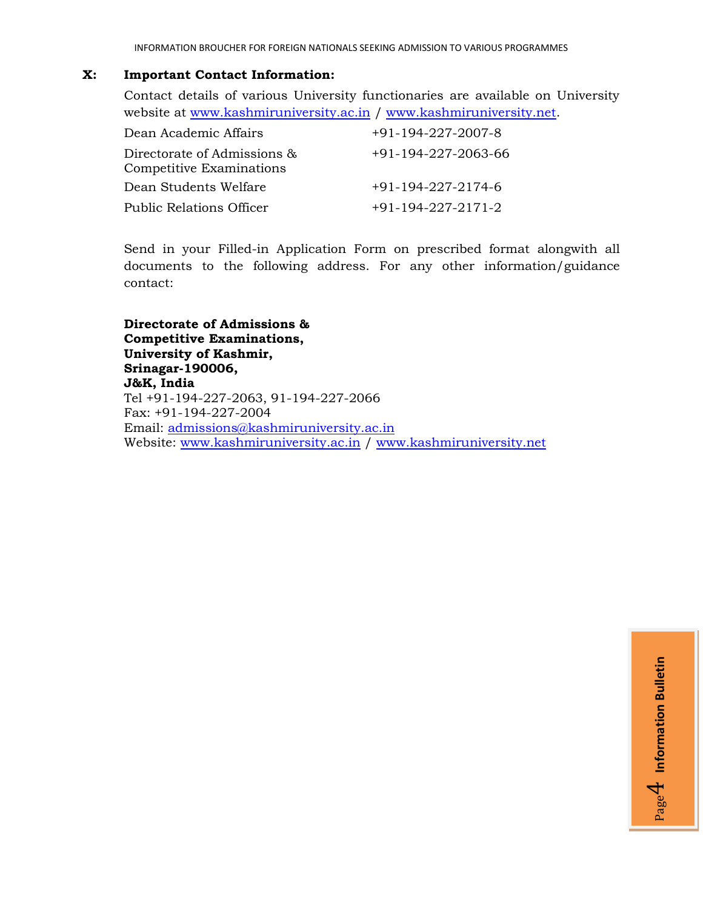## X: Important Contact Information:

Contact details of various University functionaries are available on University website at www.kashmiruniversity.ac.in / www.kashmiruniversity.net.

| | |
|---|---|
| Dean Academic Affairs | +91-194-227-2007-8 |
| Directorate of Admissions & Competitive Examinations | +91-194-227-2063-66 |
| Dean Students Welfare | +91-194-227-2174-6 |
| Public Relations Officer | +91-194-227-2171-2 |

Send in your Filled-in Application Form on prescribed format alongwith all documents to the following address. For any other information/guidance contact:

**Directorate of Admissions &**
**Competitive Examinations,**
**University of Kashmir,**
**Srinagar-190006,**
**J&K, India**
Tel +91-194-227-2063, 91-194-227-2066
Fax: +91-194-227-2004
Email: admissions@kashmiruniversity.ac.in
Website: www.kashmiruniversity.ac.in / www.kashmiruniversity.net